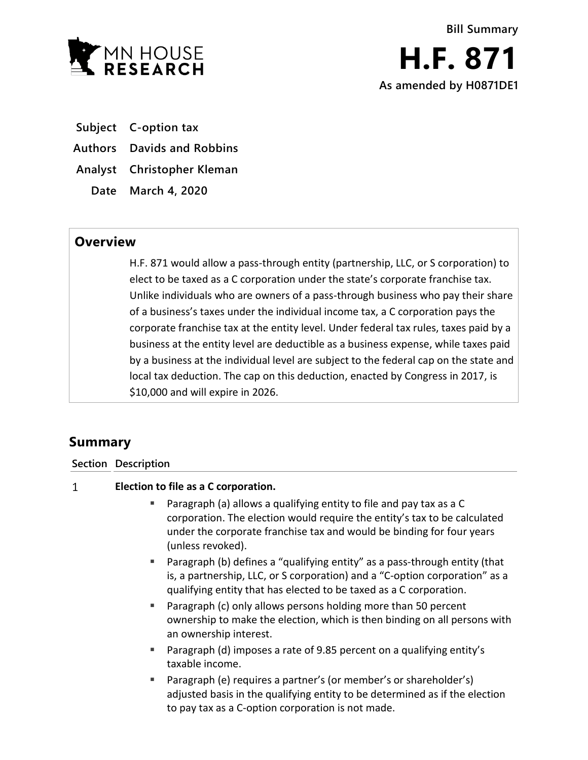Bill Summary

# H.F. 871

As amended by H0871DE1

**Subject** C-option tax

**Authors** Davids and Robbins

**Analyst** Christopher Kleman

**Date** March 4, 2020

## Overview

H.F. 871 would allow a pass-through entity (partnership, LLC, or S corporation) to elect to be taxed as a C corporation under the state's corporate franchise tax. Unlike individuals who are owners of a pass-through business who pay their share of a business's taxes under the individual income tax, a C corporation pays the corporate franchise tax at the entity level. Under federal tax rules, taxes paid by a business at the entity level are deductible as a business expense, while taxes paid by a business at the individual level are subject to the federal cap on the state and local tax deduction. The cap on this deduction, enacted by Congress in 2017, is $10,000 and will expire in 2026.

## Summary

| Section | Description |
|---|---|
| 1 | **Election to file as a C corporation.**<br>▪ Paragraph (a) allows a qualifying entity to file and pay tax as a C corporation. The election would require the entity's tax to be calculated under the corporate franchise tax and would be binding for four years (unless revoked).<br>▪ Paragraph (b) defines a "qualifying entity" as a pass-through entity (that is, a partnership, LLC, or S corporation) and a "C-option corporation" as a qualifying entity that has elected to be taxed as a C corporation.<br>▪ Paragraph (c) only allows persons holding more than 50 percent ownership to make the election, which is then binding on all persons with an ownership interest.<br>▪ Paragraph (d) imposes a rate of 9.85 percent on a qualifying entity's taxable income.<br>▪ Paragraph (e) requires a partner's (or member's or shareholder's) adjusted basis in the qualifying entity to be determined as if the election to pay tax as a C-option corporation is not made. |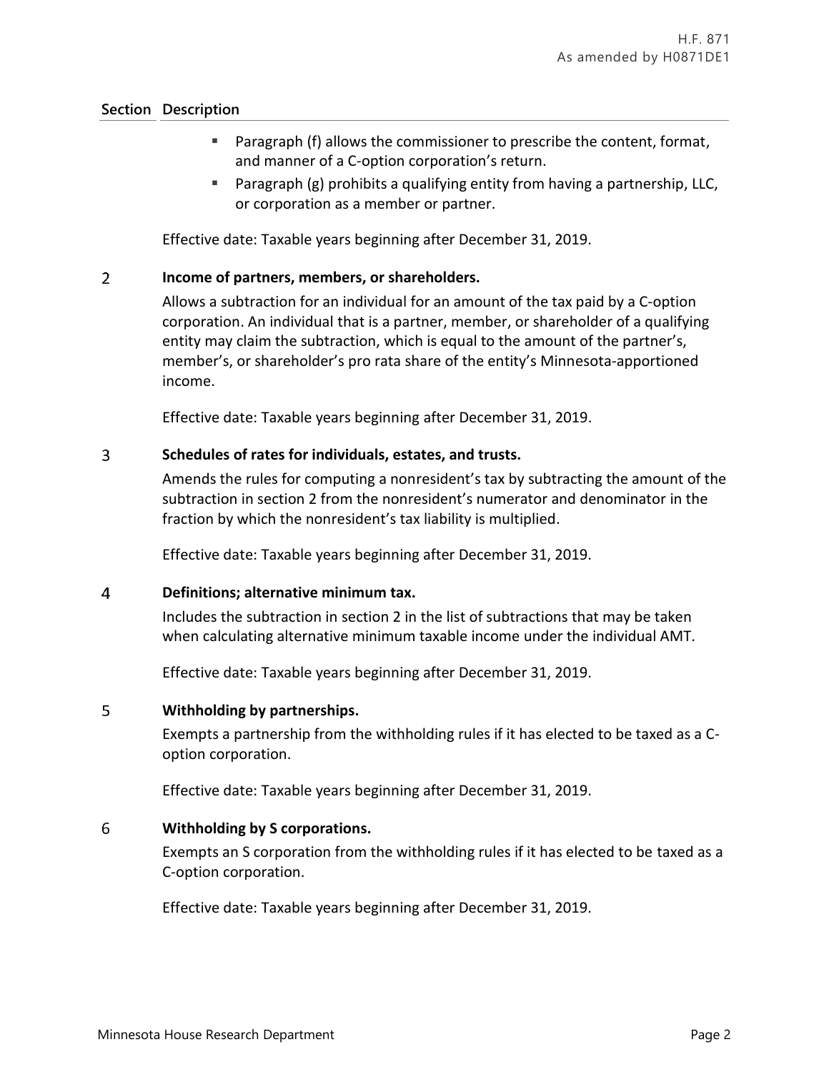| Section | Description |
|---|---|
| | ▪ Paragraph (f) allows the commissioner to prescribe the content, format, and manner of a C-option corporation's return.<br>▪ Paragraph (g) prohibits a qualifying entity from having a partnership, LLC, or corporation as a member or partner.<br><br>Effective date: Taxable years beginning after December 31, 2019. |
| 2 | **Income of partners, members, or shareholders.**<br><br>Allows a subtraction for an individual for an amount of the tax paid by a C-option corporation. An individual that is a partner, member, or shareholder of a qualifying entity may claim the subtraction, which is equal to the amount of the partner's, member's, or shareholder's pro rata share of the entity's Minnesota-apportioned income.<br><br>Effective date: Taxable years beginning after December 31, 2019. |
| 3 | **Schedules of rates for individuals, estates, and trusts.**<br><br>Amends the rules for computing a nonresident's tax by subtracting the amount of the subtraction in section 2 from the nonresident's numerator and denominator in the fraction by which the nonresident's tax liability is multiplied.<br><br>Effective date: Taxable years beginning after December 31, 2019. |
| 4 | **Definitions; alternative minimum tax.**<br><br>Includes the subtraction in section 2 in the list of subtractions that may be taken when calculating alternative minimum taxable income under the individual AMT.<br><br>Effective date: Taxable years beginning after December 31, 2019. |
| 5 | **Withholding by partnerships.**<br><br>Exempts a partnership from the withholding rules if it has elected to be taxed as a C-option corporation.<br><br>Effective date: Taxable years beginning after December 31, 2019. |
| 6 | **Withholding by S corporations.**<br><br>Exempts an S corporation from the withholding rules if it has elected to be taxed as a C-option corporation.<br><br>Effective date: Taxable years beginning after December 31, 2019. |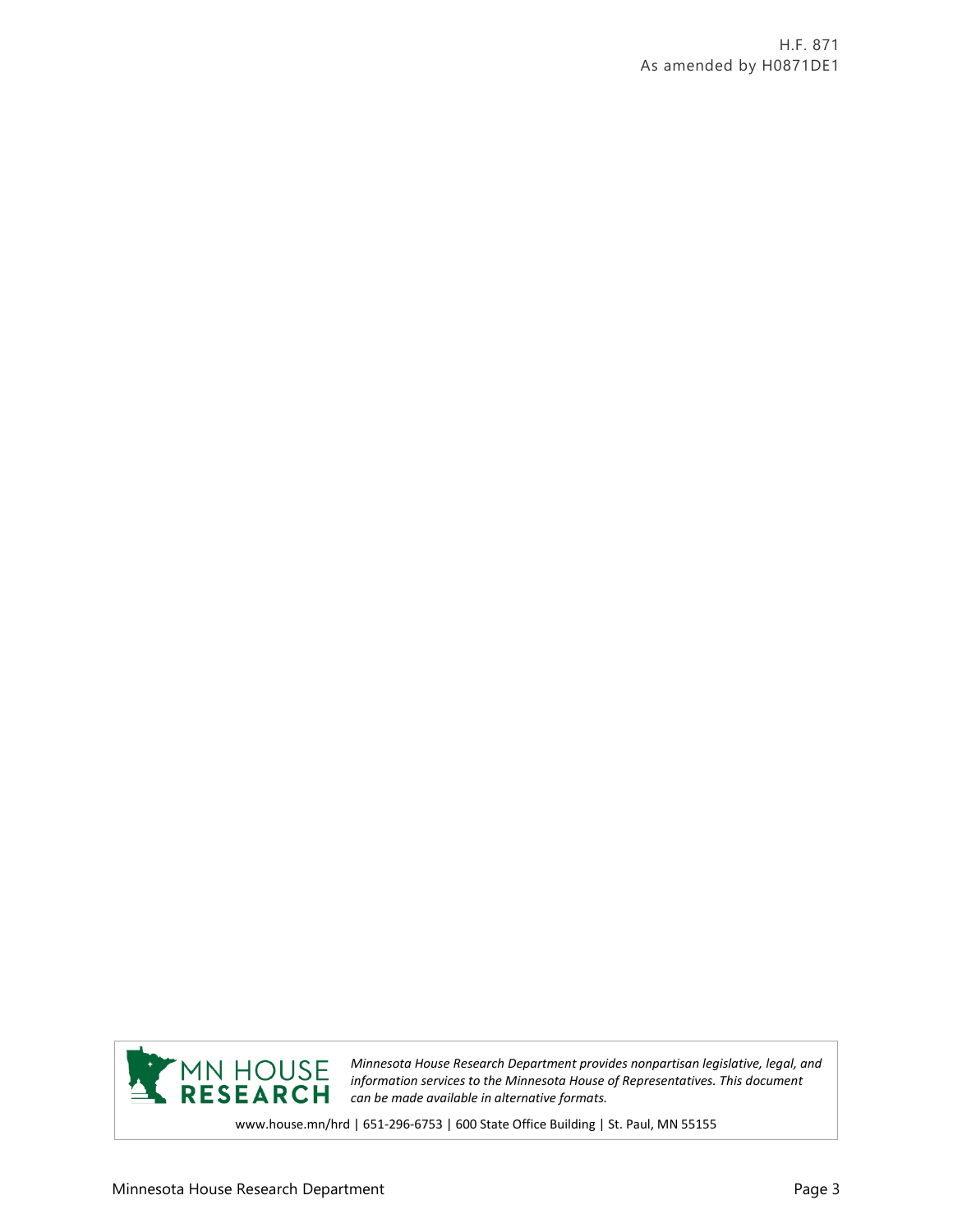MN HOUSE RESEARCH

*Minnesota House Research Department provides nonpartisan legislative, legal, and information services to the Minnesota House of Representatives. This document can be made available in alternative formats.*

www.house.mn/hrd | 651-296-6753 | 600 State Office Building | St. Paul, MN 55155